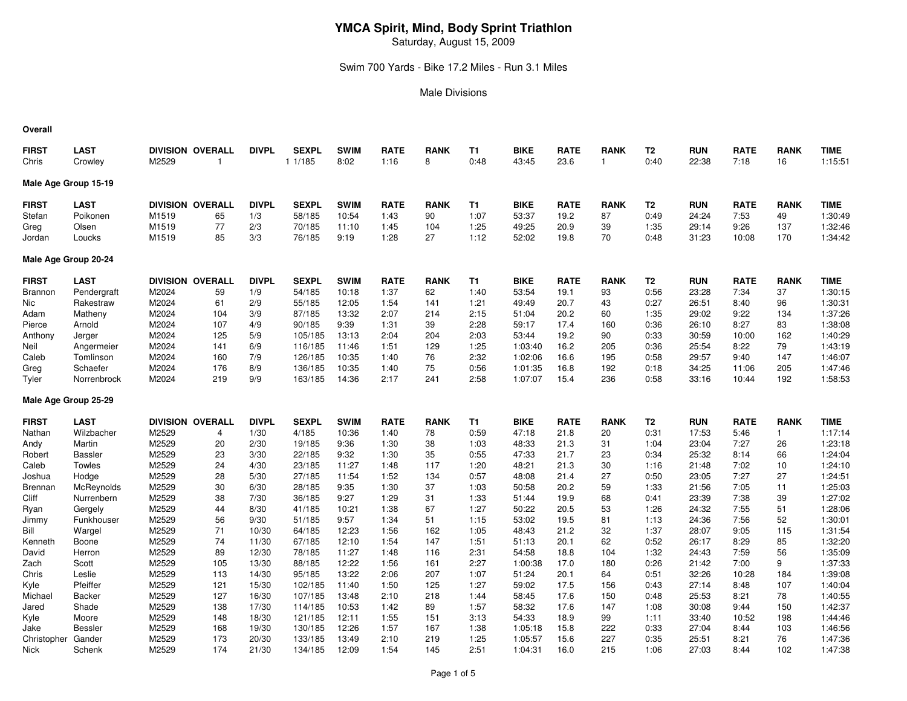# YMCA Spirit, Mind, Body Sprint Triathlon

Saturday, August 15, 2009

Swim 700 Yards - Bike 17.2 Miles - Run 3.1 Miles

Male Divisions

**Overall**

| FIRST | LAST | DIVISION | OVERALL | DIVPL | SEXPL | SWIM | RATE | RANK | T1 | BIKE | RATE | RANK | T2 | RUN | RATE | RANK | TIME |
|---|---|---|---|---|---|---|---|---|---|---|---|---|---|---|---|---|---|
| Chris | Crowley | M2529 | 1 | | 1 1/185 | 8:02 | 1:16 | 8 | 0:48 | 43:45 | 23.6 | 1 | 0:40 | 22:38 | 7:18 | 16 | 1:15:51 |

**Male Age Group 15-19**

| FIRST | LAST | DIVISION | OVERALL | DIVPL | SEXPL | SWIM | RATE | RANK | T1 | BIKE | RATE | RANK | T2 | RUN | RATE | RANK | TIME |
|---|---|---|---|---|---|---|---|---|---|---|---|---|---|---|---|---|---|
| Stefan | Poikonen | M1519 | 65 | 1/3 | 58/185 | 10:54 | 1:43 | 90 | 1:07 | 53:37 | 19.2 | 87 | 0:49 | 24:24 | 7:53 | 49 | 1:30:49 |
| Greg | Olsen | M1519 | 77 | 2/3 | 70/185 | 11:10 | 1:45 | 104 | 1:25 | 49:25 | 20.9 | 39 | 1:35 | 29:14 | 9:26 | 137 | 1:32:46 |
| Jordan | Loucks | M1519 | 85 | 3/3 | 76/185 | 9:19 | 1:28 | 27 | 1:12 | 52:02 | 19.8 | 70 | 0:48 | 31:23 | 10:08 | 170 | 1:34:42 |

**Male Age Group 20-24**

| FIRST | LAST | DIVISION | OVERALL | DIVPL | SEXPL | SWIM | RATE | RANK | T1 | BIKE | RATE | RANK | T2 | RUN | RATE | RANK | TIME |
|---|---|---|---|---|---|---|---|---|---|---|---|---|---|---|---|---|---|
| Brannon | Pendergraft | M2024 | 59 | 1/9 | 54/185 | 10:18 | 1:37 | 62 | 1:40 | 53:54 | 19.1 | 93 | 0:56 | 23:28 | 7:34 | 37 | 1:30:15 |
| Nic | Rakestraw | M2024 | 61 | 2/9 | 55/185 | 12:05 | 1:54 | 141 | 1:21 | 49:49 | 20.7 | 43 | 0:27 | 26:51 | 8:40 | 96 | 1:30:31 |
| Adam | Matheny | M2024 | 104 | 3/9 | 87/185 | 13:32 | 2:07 | 214 | 2:15 | 51:04 | 20.2 | 60 | 1:35 | 29:02 | 9:22 | 134 | 1:37:26 |
| Pierce | Arnold | M2024 | 107 | 4/9 | 90/185 | 9:39 | 1:31 | 39 | 2:28 | 59:17 | 17.4 | 160 | 0:36 | 26:10 | 8:27 | 83 | 1:38:08 |
| Anthony | Jerger | M2024 | 125 | 5/9 | 105/185 | 13:13 | 2:04 | 204 | 2:03 | 53:44 | 19.2 | 90 | 0:33 | 30:59 | 10:00 | 162 | 1:40:29 |
| Neil | Angermeier | M2024 | 141 | 6/9 | 116/185 | 11:46 | 1:51 | 129 | 1:25 | 1:03:40 | 16.2 | 205 | 0:36 | 25:54 | 8:22 | 79 | 1:43:19 |
| Caleb | Tomlinson | M2024 | 160 | 7/9 | 126/185 | 10:35 | 1:40 | 76 | 2:32 | 1:02:06 | 16.6 | 195 | 0:58 | 29:57 | 9:40 | 147 | 1:46:07 |
| Greg | Schaefer | M2024 | 176 | 8/9 | 136/185 | 10:35 | 1:40 | 75 | 0:56 | 1:01:35 | 16.8 | 192 | 0:18 | 34:25 | 11:06 | 205 | 1:47:46 |
| Tyler | Norrenbrock | M2024 | 219 | 9/9 | 163/185 | 14:36 | 2:17 | 241 | 2:58 | 1:07:07 | 15.4 | 236 | 0:58 | 33:16 | 10:44 | 192 | 1:58:53 |

**Male Age Group 25-29**

| FIRST | LAST | DIVISION | OVERALL | DIVPL | SEXPL | SWIM | RATE | RANK | T1 | BIKE | RATE | RANK | T2 | RUN | RATE | RANK | TIME |
|---|---|---|---|---|---|---|---|---|---|---|---|---|---|---|---|---|---|
| Nathan | Wilzbacher | M2529 | 4 | 1/30 | 4/185 | 10:36 | 1:40 | 78 | 0:59 | 47:18 | 21.8 | 20 | 0:31 | 17:53 | 5:46 | 1 | 1:17:14 |
| Andy | Martin | M2529 | 20 | 2/30 | 19/185 | 9:36 | 1:30 | 38 | 1:03 | 48:33 | 21.3 | 31 | 1:04 | 23:04 | 7:27 | 26 | 1:23:18 |
| Robert | Bassler | M2529 | 23 | 3/30 | 22/185 | 9:32 | 1:30 | 35 | 0:55 | 47:33 | 21.7 | 23 | 0:34 | 25:32 | 8:14 | 66 | 1:24:04 |
| Caleb | Towles | M2529 | 24 | 4/30 | 23/185 | 11:27 | 1:48 | 117 | 1:20 | 48:21 | 21.3 | 30 | 1:16 | 21:48 | 7:02 | 10 | 1:24:10 |
| Joshua | Hodge | M2529 | 28 | 5/30 | 27/185 | 11:54 | 1:52 | 134 | 0:57 | 48:08 | 21.4 | 27 | 0:50 | 23:05 | 7:27 | 27 | 1:24:51 |
| Brennan | McReynolds | M2529 | 30 | 6/30 | 28/185 | 9:35 | 1:30 | 37 | 1:03 | 50:58 | 20.2 | 59 | 1:33 | 21:56 | 7:05 | 11 | 1:25:03 |
| Cliff | Nurrenbern | M2529 | 38 | 7/30 | 36/185 | 9:27 | 1:29 | 31 | 1:33 | 51:44 | 19.9 | 68 | 0:41 | 23:39 | 7:38 | 39 | 1:27:02 |
| Ryan | Gergely | M2529 | 44 | 8/30 | 41/185 | 10:21 | 1:38 | 67 | 1:27 | 50:22 | 20.5 | 53 | 1:26 | 24:32 | 7:55 | 51 | 1:28:06 |
| Jimmy | Funkhouser | M2529 | 56 | 9/30 | 51/185 | 9:57 | 1:34 | 51 | 1:15 | 53:02 | 19.5 | 81 | 1:13 | 24:36 | 7:56 | 52 | 1:30:01 |
| Bill | Wargel | M2529 | 71 | 10/30 | 64/185 | 12:23 | 1:56 | 162 | 1:05 | 48:43 | 21.2 | 32 | 1:37 | 28:07 | 9:05 | 115 | 1:31:54 |
| Kenneth | Boone | M2529 | 74 | 11/30 | 67/185 | 12:10 | 1:54 | 147 | 1:51 | 51:13 | 20.1 | 62 | 0:52 | 26:17 | 8:29 | 85 | 1:32:20 |
| David | Herron | M2529 | 89 | 12/30 | 78/185 | 11:27 | 1:48 | 116 | 2:31 | 54:58 | 18.8 | 104 | 1:32 | 24:43 | 7:59 | 56 | 1:35:09 |
| Zach | Scott | M2529 | 105 | 13/30 | 88/185 | 12:22 | 1:56 | 161 | 2:27 | 1:00:38 | 17.0 | 180 | 0:26 | 21:42 | 7:00 | 9 | 1:37:33 |
| Chris | Leslie | M2529 | 113 | 14/30 | 95/185 | 13:22 | 2:06 | 207 | 1:07 | 51:24 | 20.1 | 64 | 0:51 | 32:26 | 10:28 | 184 | 1:39:08 |
| Kyle | Pfeiffer | M2529 | 121 | 15/30 | 102/185 | 11:40 | 1:50 | 125 | 1:27 | 59:02 | 17.5 | 156 | 0:43 | 27:14 | 8:48 | 107 | 1:40:04 |
| Michael | Backer | M2529 | 127 | 16/30 | 107/185 | 13:48 | 2:10 | 218 | 1:44 | 58:45 | 17.6 | 150 | 0:48 | 25:53 | 8:21 | 78 | 1:40:55 |
| Jared | Shade | M2529 | 138 | 17/30 | 114/185 | 10:53 | 1:42 | 89 | 1:57 | 58:32 | 17.6 | 147 | 1:08 | 30:08 | 9:44 | 150 | 1:42:37 |
| Kyle | Moore | M2529 | 148 | 18/30 | 121/185 | 12:11 | 1:55 | 151 | 3:13 | 54:33 | 18.9 | 99 | 1:11 | 33:40 | 10:52 | 198 | 1:44:46 |
| Jake | Bessler | M2529 | 168 | 19/30 | 130/185 | 12:26 | 1:57 | 167 | 1:38 | 1:05:18 | 15.8 | 222 | 0:33 | 27:04 | 8:44 | 103 | 1:46:56 |
| Christopher | Gander | M2529 | 173 | 20/30 | 133/185 | 13:49 | 2:10 | 219 | 1:25 | 1:05:57 | 15.6 | 227 | 0:35 | 25:51 | 8:21 | 76 | 1:47:36 |
| Nick | Schenk | M2529 | 174 | 21/30 | 134/185 | 12:09 | 1:54 | 145 | 2:51 | 1:04:31 | 16.0 | 215 | 1:06 | 27:03 | 8:44 | 102 | 1:47:38 |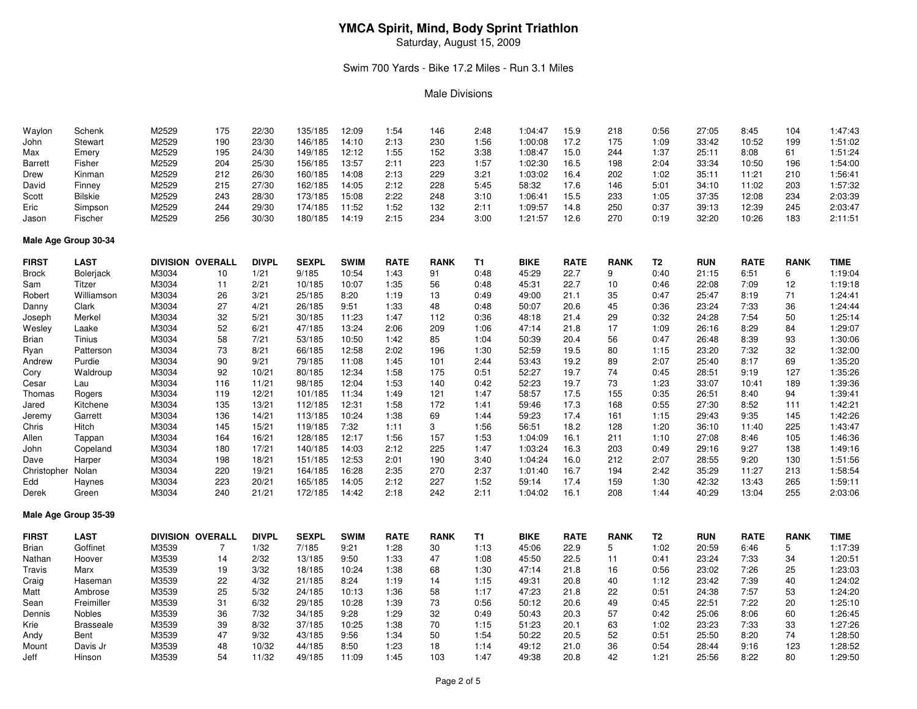# YMCA Spirit, Mind, Body Sprint Triathlon

Saturday, August 15, 2009

Swim 700 Yards - Bike 17.2 Miles - Run 3.1 Miles

Male Divisions

| FIRST | LAST | DIVISION | OVERALL | DIVPL | SEXPL | SWIM | RATE | RANK | T1 | BIKE | RATE | RANK | T2 | RUN | RATE | RANK | TIME |
|---|---|---|---|---|---|---|---|---|---|---|---|---|---|---|---|---|---|
| Waylon | Schenk | M2529 | 175 | 22/30 | 135/185 | 12:09 | 1:54 | 146 | 2:48 | 1:04:47 | 15.9 | 218 | 0:56 | 27:05 | 8:45 | 104 | 1:47:43 |
| John | Stewart | M2529 | 190 | 23/30 | 146/185 | 14:10 | 2:13 | 230 | 1:56 | 1:00:08 | 17.2 | 175 | 1:09 | 33:42 | 10:52 | 199 | 1:51:02 |
| Max | Emery | M2529 | 195 | 24/30 | 149/185 | 12:12 | 1:55 | 152 | 3:38 | 1:08:47 | 15.0 | 244 | 1:37 | 25:11 | 8:08 | 61 | 1:51:24 |
| Barrett | Fisher | M2529 | 204 | 25/30 | 156/185 | 13:57 | 2:11 | 223 | 1:57 | 1:02:30 | 16.5 | 198 | 2:04 | 33:34 | 10:50 | 196 | 1:54:00 |
| Drew | Kinman | M2529 | 212 | 26/30 | 160/185 | 14:08 | 2:13 | 229 | 3:21 | 1:03:02 | 16.4 | 202 | 1:02 | 35:11 | 11:21 | 210 | 1:56:41 |
| David | Finney | M2529 | 215 | 27/30 | 162/185 | 14:05 | 2:12 | 228 | 5:45 | 58:32 | 17.6 | 146 | 5:01 | 34:10 | 11:02 | 203 | 1:57:32 |
| Scott | Bilskie | M2529 | 243 | 28/30 | 173/185 | 15:08 | 2:22 | 248 | 3:10 | 1:06:41 | 15.5 | 233 | 1:05 | 37:35 | 12:08 | 234 | 2:03:39 |
| Eric | Simpson | M2529 | 244 | 29/30 | 174/185 | 11:52 | 1:52 | 132 | 2:11 | 1:09:57 | 14.8 | 250 | 0:37 | 39:13 | 12:39 | 245 | 2:03:47 |
| Jason | Fischer | M2529 | 256 | 30/30 | 180/185 | 14:19 | 2:15 | 234 | 3:00 | 1:21:57 | 12.6 | 270 | 0:19 | 32:20 | 10:26 | 183 | 2:11:51 |

**Male Age Group 30-34**

| FIRST | LAST | DIVISION | OVERALL | DIVPL | SEXPL | SWIM | RATE | RANK | T1 | BIKE | RATE | RANK | T2 | RUN | RATE | RANK | TIME |
|---|---|---|---|---|---|---|---|---|---|---|---|---|---|---|---|---|---|
| Brock | Bolerjack | M3034 | 10 | 1/21 | 9/185 | 10:54 | 1:43 | 91 | 0:48 | 45:29 | 22.7 | 9 | 0:40 | 21:15 | 6:51 | 6 | 1:19:04 |
| Sam | Titzer | M3034 | 11 | 2/21 | 10/185 | 10:07 | 1:35 | 56 | 0:48 | 45:31 | 22.7 | 10 | 0:46 | 22:08 | 7:09 | 12 | 1:19:18 |
| Robert | Williamson | M3034 | 26 | 3/21 | 25/185 | 8:20 | 1:19 | 13 | 0:49 | 49:00 | 21.1 | 35 | 0:47 | 25:47 | 8:19 | 71 | 1:24:41 |
| Danny | Clark | M3034 | 27 | 4/21 | 26/185 | 9:51 | 1:33 | 48 | 0:48 | 50:07 | 20.6 | 45 | 0:36 | 23:24 | 7:33 | 36 | 1:24:44 |
| Joseph | Merkel | M3034 | 32 | 5/21 | 30/185 | 11:23 | 1:47 | 112 | 0:36 | 48:18 | 21.4 | 29 | 0:32 | 24:28 | 7:54 | 50 | 1:25:14 |
| Wesley | Laake | M3034 | 52 | 6/21 | 47/185 | 13:24 | 2:06 | 209 | 1:06 | 47:14 | 21.8 | 17 | 1:09 | 26:16 | 8:29 | 84 | 1:29:07 |
| Brian | Tinius | M3034 | 58 | 7/21 | 53/185 | 10:50 | 1:42 | 85 | 1:04 | 50:39 | 20.4 | 56 | 0:47 | 26:48 | 8:39 | 93 | 1:30:06 |
| Ryan | Patterson | M3034 | 73 | 8/21 | 66/185 | 12:58 | 2:02 | 196 | 1:30 | 52:59 | 19.5 | 80 | 1:15 | 23:20 | 7:32 | 32 | 1:32:00 |
| Andrew | Purdie | M3034 | 90 | 9/21 | 79/185 | 11:08 | 1:45 | 101 | 2:44 | 53:43 | 19.2 | 89 | 2:07 | 25:40 | 8:17 | 69 | 1:35:20 |
| Cory | Waldroup | M3034 | 92 | 10/21 | 80/185 | 12:34 | 1:58 | 175 | 0:51 | 52:27 | 19.7 | 74 | 0:45 | 28:51 | 9:19 | 127 | 1:35:26 |
| Cesar | Lau | M3034 | 116 | 11/21 | 98/185 | 12:04 | 1:53 | 140 | 0:42 | 52:23 | 19.7 | 73 | 1:23 | 33:07 | 10:41 | 189 | 1:39:36 |
| Thomas | Rogers | M3034 | 119 | 12/21 | 101/185 | 11:34 | 1:49 | 121 | 1:47 | 58:57 | 17.5 | 155 | 0:35 | 26:51 | 8:40 | 94 | 1:39:41 |
| Jared | Kitchene | M3034 | 135 | 13/21 | 112/185 | 12:31 | 1:58 | 172 | 1:41 | 59:46 | 17.3 | 168 | 0:55 | 27:30 | 8:52 | 111 | 1:42:21 |
| Jeremy | Garrett | M3034 | 136 | 14/21 | 113/185 | 10:24 | 1:38 | 69 | 1:44 | 59:23 | 17.4 | 161 | 1:15 | 29:43 | 9:35 | 145 | 1:42:26 |
| Chris | Hitch | M3034 | 145 | 15/21 | 119/185 | 7:32 | 1:11 | 3 | 1:56 | 56:51 | 18.2 | 128 | 1:20 | 36:10 | 11:40 | 225 | 1:43:47 |
| Allen | Tappan | M3034 | 164 | 16/21 | 128/185 | 12:17 | 1:56 | 157 | 1:53 | 1:04:09 | 16.1 | 211 | 1:10 | 27:08 | 8:46 | 105 | 1:46:36 |
| John | Copeland | M3034 | 180 | 17/21 | 140/185 | 14:03 | 2:12 | 225 | 1:47 | 1:03:24 | 16.3 | 203 | 0:49 | 29:16 | 9:27 | 138 | 1:49:16 |
| Dave | Harper | M3034 | 198 | 18/21 | 151/185 | 12:53 | 2:01 | 190 | 3:40 | 1:04:24 | 16.0 | 212 | 2:07 | 28:55 | 9:20 | 130 | 1:51:56 |
| Christopher | Nolan | M3034 | 220 | 19/21 | 164/185 | 16:28 | 2:35 | 270 | 2:37 | 1:01:40 | 16.7 | 194 | 2:42 | 35:29 | 11:27 | 213 | 1:58:54 |
| Edd | Haynes | M3034 | 223 | 20/21 | 165/185 | 14:05 | 2:12 | 227 | 1:52 | 59:14 | 17.4 | 159 | 1:30 | 42:32 | 13:43 | 265 | 1:59:11 |
| Derek | Green | M3034 | 240 | 21/21 | 172/185 | 14:42 | 2:18 | 242 | 2:11 | 1:04:02 | 16.1 | 208 | 1:44 | 40:29 | 13:04 | 255 | 2:03:06 |

**Male Age Group 35-39**

| FIRST | LAST | DIVISION | OVERALL | DIVPL | SEXPL | SWIM | RATE | RANK | T1 | BIKE | RATE | RANK | T2 | RUN | RATE | RANK | TIME |
|---|---|---|---|---|---|---|---|---|---|---|---|---|---|---|---|---|---|
| Brian | Goffinet | M3539 | 7 | 1/32 | 7/185 | 9:21 | 1:28 | 30 | 1:13 | 45:06 | 22.9 | 5 | 1:02 | 20:59 | 6:46 | 5 | 1:17:39 |
| Nathan | Hoover | M3539 | 14 | 2/32 | 13/185 | 9:50 | 1:33 | 47 | 1:08 | 45:50 | 22.5 | 11 | 0:41 | 23:24 | 7:33 | 34 | 1:20:51 |
| Travis | Marx | M3539 | 19 | 3/32 | 18/185 | 10:24 | 1:38 | 68 | 1:30 | 47:14 | 21.8 | 16 | 0:56 | 23:02 | 7:26 | 25 | 1:23:03 |
| Craig | Haseman | M3539 | 22 | 4/32 | 21/185 | 8:24 | 1:19 | 14 | 1:15 | 49:31 | 20.8 | 40 | 1:12 | 23:42 | 7:39 | 40 | 1:24:02 |
| Matt | Ambrose | M3539 | 25 | 5/32 | 24/185 | 10:13 | 1:36 | 58 | 1:17 | 47:23 | 21.8 | 22 | 0:51 | 24:38 | 7:57 | 53 | 1:24:20 |
| Sean | Freimiller | M3539 | 31 | 6/32 | 29/185 | 10:28 | 1:39 | 73 | 0:56 | 50:12 | 20.6 | 49 | 0:45 | 22:51 | 7:22 | 20 | 1:25:10 |
| Dennis | Nobles | M3539 | 36 | 7/32 | 34/185 | 9:28 | 1:29 | 32 | 0:49 | 50:43 | 20.3 | 57 | 0:42 | 25:06 | 8:06 | 60 | 1:26:45 |
| Krie | Brasseale | M3539 | 39 | 8/32 | 37/185 | 10:25 | 1:38 | 70 | 1:15 | 51:23 | 20.1 | 63 | 1:02 | 23:23 | 7:33 | 33 | 1:27:26 |
| Andy | Bent | M3539 | 47 | 9/32 | 43/185 | 9:56 | 1:34 | 50 | 1:54 | 50:22 | 20.5 | 52 | 0:51 | 25:50 | 8:20 | 74 | 1:28:50 |
| Mount | Davis Jr | M3539 | 48 | 10/32 | 44/185 | 8:50 | 1:23 | 18 | 1:14 | 49:12 | 21.0 | 36 | 0:54 | 28:44 | 9:16 | 123 | 1:28:52 |
| Jeff | Hinson | M3539 | 54 | 11/32 | 49/185 | 11:09 | 1:45 | 103 | 1:47 | 49:38 | 20.8 | 42 | 1:21 | 25:56 | 8:22 | 80 | 1:29:50 |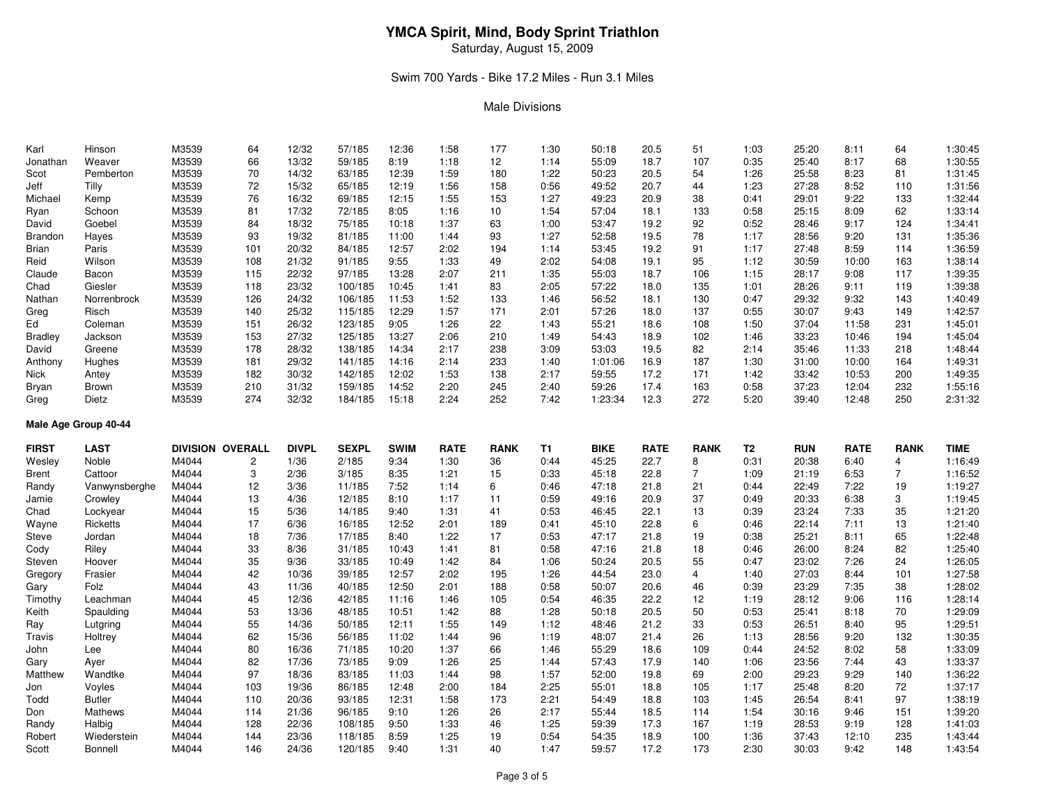# YMCA Spirit, Mind, Body Sprint Triathlon

Saturday, August 15, 2009

Swim 700 Yards - Bike 17.2 Miles - Run 3.1 Miles

Male Divisions

| FIRST | LAST | DIVISION | OVERALL | DIVPL | SEXPL | SWIM | RATE | RANK | T1 | BIKE | RATE | RANK | T2 | RUN | RATE | RANK | TIME |
|---|---|---|---|---|---|---|---|---|---|---|---|---|---|---|---|---|---|
| Karl | Hinson | M3539 | 64 | 12/32 | 57/185 | 12:36 | 1:58 | 177 | 1:30 | 50:18 | 20.5 | 51 | 1:03 | 25:20 | 8:11 | 64 | 1:30:45 |
| Jonathan | Weaver | M3539 | 66 | 13/32 | 59/185 | 8:19 | 1:18 | 12 | 1:14 | 55:09 | 18.7 | 107 | 0:35 | 25:40 | 8:17 | 68 | 1:30:55 |
| Scot | Pemberton | M3539 | 70 | 14/32 | 63/185 | 12:39 | 1:59 | 180 | 1:22 | 50:23 | 20.5 | 54 | 1:26 | 25:58 | 8:23 | 81 | 1:31:45 |
| Jeff | Tilly | M3539 | 72 | 15/32 | 65/185 | 12:19 | 1:56 | 158 | 0:56 | 49:52 | 20.7 | 44 | 1:23 | 27:28 | 8:52 | 110 | 1:31:56 |
| Michael | Kemp | M3539 | 76 | 16/32 | 69/185 | 12:15 | 1:55 | 153 | 1:27 | 49:23 | 20.9 | 38 | 0:41 | 29:01 | 9:22 | 133 | 1:32:44 |
| Ryan | Schoon | M3539 | 81 | 17/32 | 72/185 | 8:05 | 1:16 | 10 | 1:54 | 57:04 | 18.1 | 133 | 0:58 | 25:15 | 8:09 | 62 | 1:33:14 |
| David | Goebel | M3539 | 84 | 18/32 | 75/185 | 10:18 | 1:37 | 63 | 1:00 | 53:47 | 19.2 | 92 | 0:52 | 28:46 | 9:17 | 124 | 1:34:41 |
| Brandon | Hayes | M3539 | 93 | 19/32 | 81/185 | 11:00 | 1:44 | 93 | 1:27 | 52:58 | 19.5 | 78 | 1:17 | 28:56 | 9:20 | 131 | 1:35:36 |
| Brian | Paris | M3539 | 101 | 20/32 | 84/185 | 12:57 | 2:02 | 194 | 1:14 | 53:45 | 19.2 | 91 | 1:17 | 27:48 | 8:59 | 114 | 1:36:59 |
| Reid | Wilson | M3539 | 108 | 21/32 | 91/185 | 9:55 | 1:33 | 49 | 2:02 | 54:08 | 19.1 | 95 | 1:12 | 30:59 | 10:00 | 163 | 1:38:14 |
| Claude | Bacon | M3539 | 115 | 22/32 | 97/185 | 13:28 | 2:07 | 211 | 1:35 | 55:03 | 18.7 | 106 | 1:15 | 28:17 | 9:08 | 117 | 1:39:35 |
| Chad | Giesler | M3539 | 118 | 23/32 | 100/185 | 10:45 | 1:41 | 83 | 2:05 | 57:22 | 18.0 | 135 | 1:01 | 28:26 | 9:11 | 119 | 1:39:38 |
| Nathan | Norrenbrock | M3539 | 126 | 24/32 | 106/185 | 11:53 | 1:52 | 133 | 1:46 | 56:52 | 18.1 | 130 | 0:47 | 29:32 | 9:32 | 143 | 1:40:49 |
| Greg | Risch | M3539 | 140 | 25/32 | 115/185 | 12:29 | 1:57 | 171 | 2:01 | 57:26 | 18.0 | 137 | 0:55 | 30:07 | 9:43 | 149 | 1:42:57 |
| Ed | Coleman | M3539 | 151 | 26/32 | 123/185 | 9:05 | 1:26 | 22 | 1:43 | 55:21 | 18.6 | 108 | 1:50 | 37:04 | 11:58 | 231 | 1:45:01 |
| Bradley | Jackson | M3539 | 153 | 27/32 | 125/185 | 13:27 | 2:06 | 210 | 1:49 | 54:43 | 18.9 | 102 | 1:46 | 33:23 | 10:46 | 194 | 1:45:04 |
| David | Greene | M3539 | 178 | 28/32 | 138/185 | 14:34 | 2:17 | 238 | 3:09 | 53:03 | 19.5 | 82 | 2:14 | 35:46 | 11:33 | 218 | 1:48:44 |
| Anthony | Hughes | M3539 | 181 | 29/32 | 141/185 | 14:16 | 2:14 | 233 | 1:40 | 1:01:06 | 16.9 | 187 | 1:30 | 31:00 | 10:00 | 164 | 1:49:31 |
| Nick | Antey | M3539 | 182 | 30/32 | 142/185 | 12:02 | 1:53 | 138 | 2:17 | 59:55 | 17.2 | 171 | 1:42 | 33:42 | 10:53 | 200 | 1:49:35 |
| Bryan | Brown | M3539 | 210 | 31/32 | 159/185 | 14:52 | 2:20 | 245 | 2:40 | 59:26 | 17.4 | 163 | 0:58 | 37:23 | 12:04 | 232 | 1:55:16 |
| Greg | Dietz | M3539 | 274 | 32/32 | 184/185 | 15:18 | 2:24 | 252 | 7:42 | 1:23:34 | 12.3 | 272 | 5:20 | 39:40 | 12:48 | 250 | 2:31:32 |

**Male Age Group 40-44**

| FIRST | LAST | DIVISION | OVERALL | DIVPL | SEXPL | SWIM | RATE | RANK | T1 | BIKE | RATE | RANK | T2 | RUN | RATE | RANK | TIME |
|---|---|---|---|---|---|---|---|---|---|---|---|---|---|---|---|---|---|
| Wesley | Noble | M4044 | 2 | 1/36 | 2/185 | 9:34 | 1:30 | 36 | 0:44 | 45:25 | 22.7 | 8 | 0:31 | 20:38 | 6:40 | 4 | 1:16:49 |
| Brent | Cattoor | M4044 | 3 | 2/36 | 3/185 | 8:35 | 1:21 | 15 | 0:33 | 45:18 | 22.8 | 7 | 1:09 | 21:19 | 6:53 | 7 | 1:16:52 |
| Randy | Vanwynsberghe | M4044 | 12 | 3/36 | 11/185 | 7:52 | 1:14 | 6 | 0:46 | 47:18 | 21.8 | 21 | 0:44 | 22:49 | 7:22 | 19 | 1:19:27 |
| Jamie | Crowley | M4044 | 13 | 4/36 | 12/185 | 8:10 | 1:17 | 11 | 0:59 | 49:16 | 20.9 | 37 | 0:49 | 20:33 | 6:38 | 3 | 1:19:45 |
| Chad | Lockyear | M4044 | 15 | 5/36 | 14/185 | 9:40 | 1:31 | 41 | 0:53 | 46:45 | 22.1 | 13 | 0:39 | 23:24 | 7:33 | 35 | 1:21:20 |
| Wayne | Ricketts | M4044 | 17 | 6/36 | 16/185 | 12:52 | 2:01 | 189 | 0:41 | 45:10 | 22.8 | 6 | 0:46 | 22:14 | 7:11 | 13 | 1:21:40 |
| Steve | Jordan | M4044 | 18 | 7/36 | 17/185 | 8:40 | 1:22 | 17 | 0:53 | 47:17 | 21.8 | 19 | 0:38 | 25:21 | 8:11 | 65 | 1:22:48 |
| Cody | Riley | M4044 | 33 | 8/36 | 31/185 | 10:43 | 1:41 | 81 | 0:58 | 47:16 | 21.8 | 18 | 0:46 | 26:00 | 8:24 | 82 | 1:25:40 |
| Steven | Hoover | M4044 | 35 | 9/36 | 33/185 | 10:49 | 1:42 | 84 | 1:06 | 50:24 | 20.5 | 55 | 0:47 | 23:02 | 7:26 | 24 | 1:26:05 |
| Gregory | Frasier | M4044 | 42 | 10/36 | 39/185 | 12:57 | 2:02 | 195 | 1:26 | 44:54 | 23.0 | 4 | 1:40 | 27:03 | 8:44 | 101 | 1:27:58 |
| Gary | Folz | M4044 | 43 | 11/36 | 40/185 | 12:50 | 2:01 | 188 | 0:58 | 50:07 | 20.6 | 46 | 0:39 | 23:29 | 7:35 | 38 | 1:28:02 |
| Timothy | Leachman | M4044 | 45 | 12/36 | 42/185 | 11:16 | 1:46 | 105 | 0:54 | 46:35 | 22.2 | 12 | 1:19 | 28:12 | 9:06 | 116 | 1:28:14 |
| Keith | Spaulding | M4044 | 53 | 13/36 | 48/185 | 10:51 | 1:42 | 88 | 1:28 | 50:18 | 20.5 | 50 | 0:53 | 25:41 | 8:18 | 70 | 1:29:09 |
| Ray | Lutgring | M4044 | 55 | 14/36 | 50/185 | 12:11 | 1:55 | 149 | 1:12 | 48:46 | 21.2 | 33 | 0:53 | 26:51 | 8:40 | 95 | 1:29:51 |
| Travis | Holtrey | M4044 | 62 | 15/36 | 56/185 | 11:02 | 1:44 | 96 | 1:19 | 48:07 | 21.4 | 26 | 1:13 | 28:56 | 9:20 | 132 | 1:30:35 |
| John | Lee | M4044 | 80 | 16/36 | 71/185 | 10:20 | 1:37 | 66 | 1:46 | 55:29 | 18.6 | 109 | 0:44 | 24:52 | 8:02 | 58 | 1:33:09 |
| Gary | Ayer | M4044 | 82 | 17/36 | 73/185 | 9:09 | 1:26 | 25 | 1:44 | 57:43 | 17.9 | 140 | 1:06 | 23:56 | 7:44 | 43 | 1:33:37 |
| Matthew | Wandtke | M4044 | 97 | 18/36 | 83/185 | 11:03 | 1:44 | 98 | 1:57 | 52:00 | 19.8 | 69 | 2:00 | 29:23 | 9:29 | 140 | 1:36:22 |
| Jon | Voyles | M4044 | 103 | 19/36 | 86/185 | 12:48 | 2:00 | 184 | 2:25 | 55:01 | 18.8 | 105 | 1:17 | 25:48 | 8:20 | 72 | 1:37:17 |
| Todd | Butler | M4044 | 110 | 20/36 | 93/185 | 12:31 | 1:58 | 173 | 2:21 | 54:49 | 18.8 | 103 | 1:45 | 26:54 | 8:41 | 97 | 1:38:19 |
| Don | Mathews | M4044 | 114 | 21/36 | 96/185 | 9:10 | 1:26 | 26 | 2:17 | 55:44 | 18.5 | 114 | 1:54 | 30:16 | 9:46 | 151 | 1:39:20 |
| Randy | Halbig | M4044 | 128 | 22/36 | 108/185 | 9:50 | 1:33 | 46 | 1:25 | 59:39 | 17.3 | 167 | 1:19 | 28:53 | 9:19 | 128 | 1:41:03 |
| Robert | Wiederstein | M4044 | 144 | 23/36 | 118/185 | 8:59 | 1:25 | 19 | 0:54 | 54:35 | 18.9 | 100 | 1:36 | 37:43 | 12:10 | 235 | 1:43:44 |
| Scott | Bonnell | M4044 | 146 | 24/36 | 120/185 | 9:40 | 1:31 | 40 | 1:47 | 59:57 | 17.2 | 173 | 2:30 | 30:03 | 9:42 | 148 | 1:43:54 |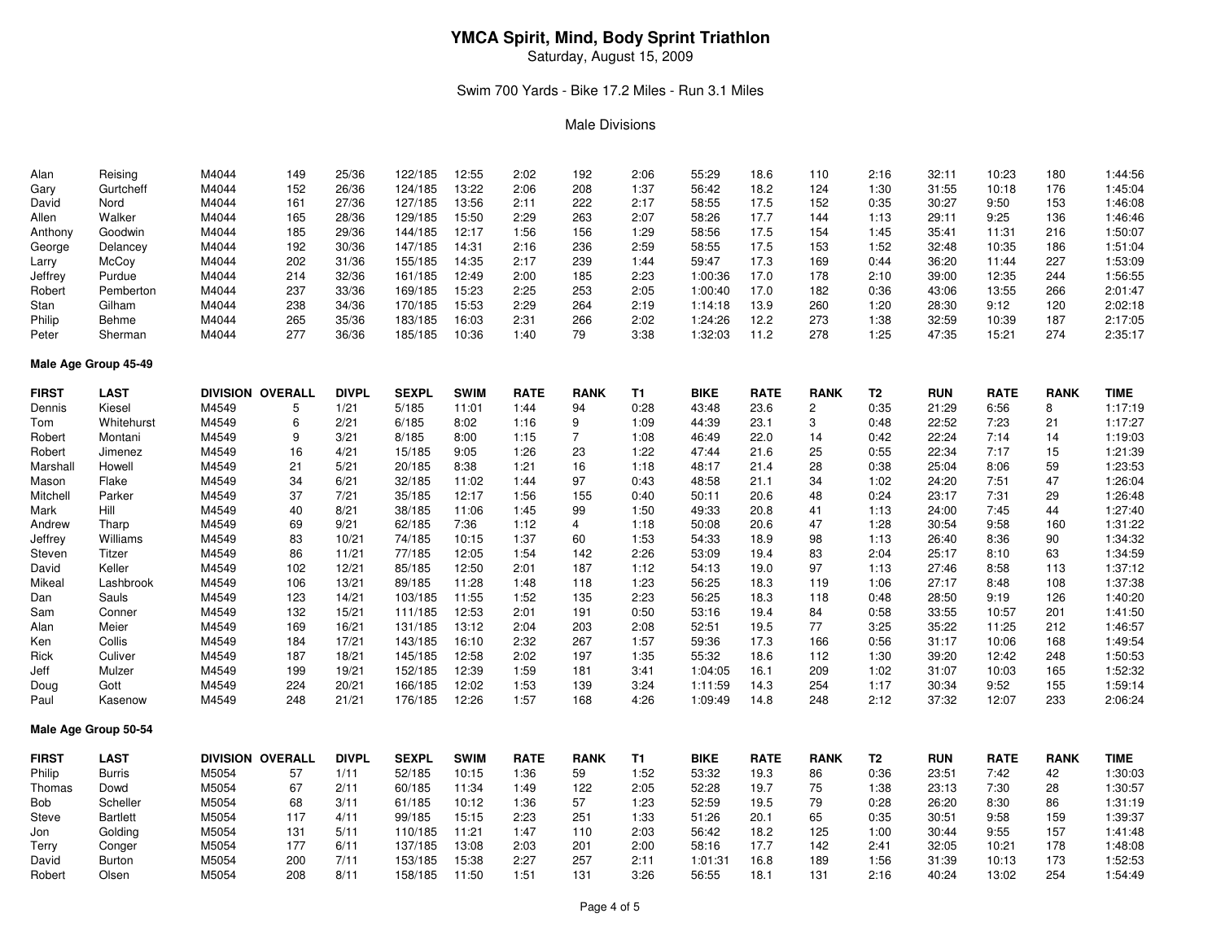# YMCA Spirit, Mind, Body Sprint Triathlon

Saturday, August 15, 2009

Swim 700 Yards - Bike 17.2 Miles - Run 3.1 Miles

Male Divisions

| FIRST | LAST | DIVISION | OVERALL | DIVPL | SEXPL | SWIM | RATE | RANK | T1 | BIKE | RATE | RANK | T2 | RUN | RATE | RANK | TIME |
|---|---|---|---|---|---|---|---|---|---|---|---|---|---|---|---|---|---|
| Alan | Reising | M4044 | 149 | 25/36 | 122/185 | 12:55 | 2:02 | 192 | 2:06 | 55:29 | 18.6 | 110 | 2:16 | 32:11 | 10:23 | 180 | 1:44:56 |
| Gary | Gurtcheff | M4044 | 152 | 26/36 | 124/185 | 13:22 | 2:06 | 208 | 1:37 | 56:42 | 18.2 | 124 | 1:30 | 31:55 | 10:18 | 176 | 1:45:04 |
| David | Nord | M4044 | 161 | 27/36 | 127/185 | 13:56 | 2:11 | 222 | 2:17 | 58:55 | 17.5 | 152 | 0:35 | 30:27 | 9:50 | 153 | 1:46:08 |
| Allen | Walker | M4044 | 165 | 28/36 | 129/185 | 15:50 | 2:29 | 263 | 2:07 | 58:26 | 17.7 | 144 | 1:13 | 29:11 | 9:25 | 136 | 1:46:46 |
| Anthony | Goodwin | M4044 | 185 | 29/36 | 144/185 | 12:17 | 1:56 | 156 | 1:29 | 58:56 | 17.5 | 154 | 1:45 | 35:41 | 11:31 | 216 | 1:50:07 |
| George | Delancey | M4044 | 192 | 30/36 | 147/185 | 14:31 | 2:16 | 236 | 2:59 | 58:55 | 17.5 | 153 | 1:52 | 32:48 | 10:35 | 186 | 1:51:04 |
| Larry | McCoy | M4044 | 202 | 31/36 | 155/185 | 14:35 | 2:17 | 239 | 1:44 | 59:47 | 17.3 | 169 | 0:44 | 36:20 | 11:44 | 227 | 1:53:09 |
| Jeffrey | Purdue | M4044 | 214 | 32/36 | 161/185 | 12:49 | 2:00 | 185 | 2:23 | 1:00:36 | 17.0 | 178 | 2:10 | 39:00 | 12:35 | 244 | 1:56:55 |
| Robert | Pemberton | M4044 | 237 | 33/36 | 169/185 | 15:23 | 2:25 | 253 | 2:05 | 1:00:40 | 17.0 | 182 | 0:36 | 43:06 | 13:55 | 266 | 2:01:47 |
| Stan | Gilham | M4044 | 238 | 34/36 | 170/185 | 15:53 | 2:29 | 264 | 2:19 | 1:14:18 | 13.9 | 260 | 1:20 | 28:30 | 9:12 | 120 | 2:02:18 |
| Philip | Behme | M4044 | 265 | 35/36 | 183/185 | 16:03 | 2:31 | 266 | 2:02 | 1:24:26 | 12.2 | 273 | 1:38 | 32:59 | 10:39 | 187 | 2:17:05 |
| Peter | Sherman | M4044 | 277 | 36/36 | 185/185 | 10:36 | 1:40 | 79 | 3:38 | 1:32:03 | 11.2 | 278 | 1:25 | 47:35 | 15:21 | 274 | 2:35:17 |

**Male Age Group 45-49**

| FIRST | LAST | DIVISION | OVERALL | DIVPL | SEXPL | SWIM | RATE | RANK | T1 | BIKE | RATE | RANK | T2 | RUN | RATE | RANK | TIME |
|---|---|---|---|---|---|---|---|---|---|---|---|---|---|---|---|---|---|
| Dennis | Kiesel | M4549 | 5 | 1/21 | 5/185 | 11:01 | 1:44 | 94 | 0:28 | 43:48 | 23.6 | 2 | 0:35 | 21:29 | 6:56 | 8 | 1:17:19 |
| Tom | Whitehurst | M4549 | 6 | 2/21 | 6/185 | 8:02 | 1:16 | 9 | 1:09 | 44:39 | 23.1 | 3 | 0:48 | 22:52 | 7:23 | 21 | 1:17:27 |
| Robert | Montani | M4549 | 9 | 3/21 | 8/185 | 8:00 | 1:15 | 7 | 1:08 | 46:49 | 22.0 | 14 | 0:42 | 22:24 | 7:14 | 14 | 1:19:03 |
| Robert | Jimenez | M4549 | 16 | 4/21 | 15/185 | 9:05 | 1:26 | 23 | 1:22 | 47:44 | 21.6 | 25 | 0:55 | 22:34 | 7:17 | 15 | 1:21:39 |
| Marshall | Howell | M4549 | 21 | 5/21 | 20/185 | 8:38 | 1:21 | 16 | 1:18 | 48:17 | 21.4 | 28 | 0:38 | 25:04 | 8:06 | 59 | 1:23:53 |
| Mason | Flake | M4549 | 34 | 6/21 | 32/185 | 11:02 | 1:44 | 97 | 0:43 | 48:58 | 21.1 | 34 | 1:02 | 24:20 | 7:51 | 47 | 1:26:04 |
| Mitchell | Parker | M4549 | 37 | 7/21 | 35/185 | 12:17 | 1:56 | 155 | 0:40 | 50:11 | 20.6 | 48 | 0:24 | 23:17 | 7:31 | 29 | 1:26:48 |
| Mark | Hill | M4549 | 40 | 8/21 | 38/185 | 11:06 | 1:45 | 99 | 1:50 | 49:33 | 20.8 | 41 | 1:13 | 24:00 | 7:45 | 44 | 1:27:40 |
| Andrew | Tharp | M4549 | 69 | 9/21 | 62/185 | 7:36 | 1:12 | 4 | 1:18 | 50:08 | 20.6 | 47 | 1:28 | 30:54 | 9:58 | 160 | 1:31:22 |
| Jeffrey | Williams | M4549 | 83 | 10/21 | 74/185 | 10:15 | 1:37 | 60 | 1:53 | 54:33 | 18.9 | 98 | 1:13 | 26:40 | 8:36 | 90 | 1:34:32 |
| Steven | Titzer | M4549 | 86 | 11/21 | 77/185 | 12:05 | 1:54 | 142 | 2:26 | 53:09 | 19.4 | 83 | 2:04 | 25:17 | 8:10 | 63 | 1:34:59 |
| David | Keller | M4549 | 102 | 12/21 | 85/185 | 12:50 | 2:01 | 187 | 1:12 | 54:13 | 19.0 | 97 | 1:13 | 27:46 | 8:58 | 113 | 1:37:12 |
| Mikeal | Lashbrook | M4549 | 106 | 13/21 | 89/185 | 11:28 | 1:48 | 118 | 1:23 | 56:25 | 18.3 | 119 | 1:06 | 27:17 | 8:48 | 108 | 1:37:38 |
| Dan | Sauls | M4549 | 123 | 14/21 | 103/185 | 11:55 | 1:52 | 135 | 2:23 | 56:25 | 18.3 | 118 | 0:48 | 28:50 | 9:19 | 126 | 1:40:20 |
| Sam | Conner | M4549 | 132 | 15/21 | 111/185 | 12:53 | 2:01 | 191 | 0:50 | 53:16 | 19.4 | 84 | 0:58 | 33:55 | 10:57 | 201 | 1:41:50 |
| Alan | Meier | M4549 | 169 | 16/21 | 131/185 | 13:12 | 2:04 | 203 | 2:08 | 52:51 | 19.5 | 77 | 3:25 | 35:22 | 11:25 | 212 | 1:46:57 |
| Ken | Collis | M4549 | 184 | 17/21 | 143/185 | 16:10 | 2:32 | 267 | 1:57 | 59:36 | 17.3 | 166 | 0:56 | 31:17 | 10:06 | 168 | 1:49:54 |
| Rick | Culiver | M4549 | 187 | 18/21 | 145/185 | 12:58 | 2:02 | 197 | 1:35 | 55:32 | 18.6 | 112 | 1:30 | 39:20 | 12:42 | 248 | 1:50:53 |
| Jeff | Mulzer | M4549 | 199 | 19/21 | 152/185 | 12:39 | 1:59 | 181 | 3:41 | 1:04:05 | 16.1 | 209 | 1:02 | 31:07 | 10:03 | 165 | 1:52:32 |
| Doug | Gott | M4549 | 224 | 20/21 | 166/185 | 12:02 | 1:53 | 139 | 3:24 | 1:11:59 | 14.3 | 254 | 1:17 | 30:34 | 9:52 | 155 | 1:59:14 |
| Paul | Kasenow | M4549 | 248 | 21/21 | 176/185 | 12:26 | 1:57 | 168 | 4:26 | 1:09:49 | 14.8 | 248 | 2:12 | 37:32 | 12:07 | 233 | 2:06:24 |

**Male Age Group 50-54**

| FIRST | LAST | DIVISION | OVERALL | DIVPL | SEXPL | SWIM | RATE | RANK | T1 | BIKE | RATE | RANK | T2 | RUN | RATE | RANK | TIME |
|---|---|---|---|---|---|---|---|---|---|---|---|---|---|---|---|---|---|
| Philip | Burris | M5054 | 57 | 1/11 | 52/185 | 10:15 | 1:36 | 59 | 1:52 | 53:32 | 19.3 | 86 | 0:36 | 23:51 | 7:42 | 42 | 1:30:03 |
| Thomas | Dowd | M5054 | 67 | 2/11 | 60/185 | 11:34 | 1:49 | 122 | 2:05 | 52:28 | 19.7 | 75 | 1:38 | 23:13 | 7:30 | 28 | 1:30:57 |
| Bob | Scheller | M5054 | 68 | 3/11 | 61/185 | 10:12 | 1:36 | 57 | 1:23 | 52:59 | 19.5 | 79 | 0:28 | 26:20 | 8:30 | 86 | 1:31:19 |
| Steve | Bartlett | M5054 | 117 | 4/11 | 99/185 | 15:15 | 2:23 | 251 | 1:33 | 51:26 | 20.1 | 65 | 0:35 | 30:51 | 9:58 | 159 | 1:39:37 |
| Jon | Golding | M5054 | 131 | 5/11 | 110/185 | 11:21 | 1:47 | 110 | 2:03 | 56:42 | 18.2 | 125 | 1:00 | 30:44 | 9:55 | 157 | 1:41:48 |
| Terry | Conger | M5054 | 177 | 6/11 | 137/185 | 13:08 | 2:03 | 201 | 2:00 | 58:16 | 17.7 | 142 | 2:41 | 32:05 | 10:21 | 178 | 1:48:08 |
| David | Burton | M5054 | 200 | 7/11 | 153/185 | 15:38 | 2:27 | 257 | 2:11 | 1:01:31 | 16.8 | 189 | 1:56 | 31:39 | 10:13 | 173 | 1:52:53 |
| Robert | Olsen | M5054 | 208 | 8/11 | 158/185 | 11:50 | 1:51 | 131 | 3:26 | 56:55 | 18.1 | 131 | 2:16 | 40:24 | 13:02 | 254 | 1:54:49 |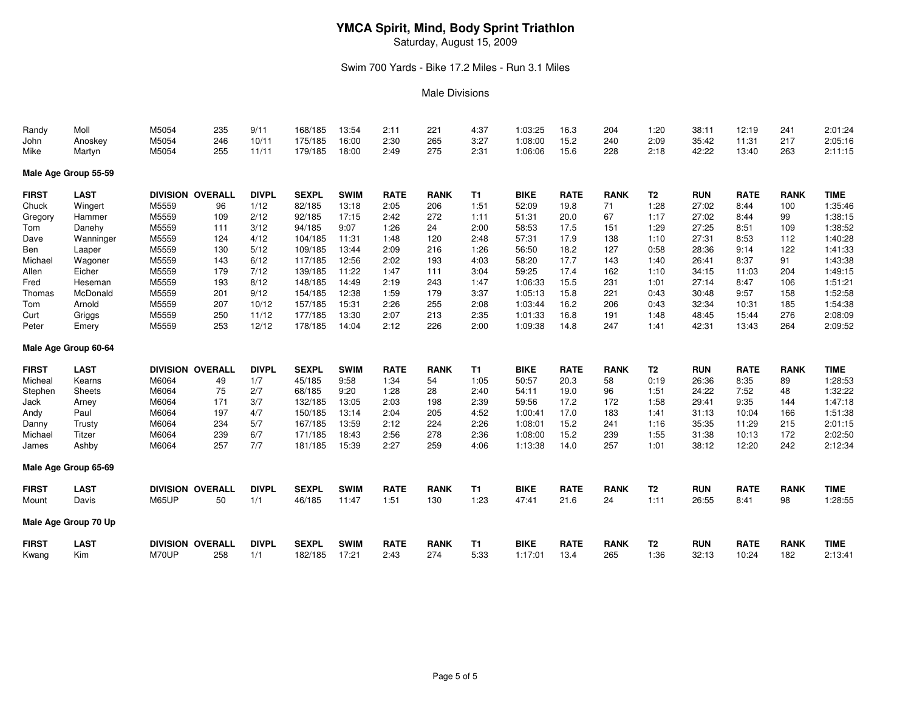# YMCA Spirit, Mind, Body Sprint Triathlon

Saturday, August 15, 2009

Swim 700 Yards - Bike 17.2 Miles - Run 3.1 Miles

Male Divisions

| | | | | | | | | | | | | | | | | | |
|---|---|---|---|---|---|---|---|---|---|---|---|---|---|---|---|---|---|
| Randy | Moll | M5054 | 235 | 9/11 | 168/185 | 13:54 | 2:11 | 221 | 4:37 | 1:03:25 | 16.3 | 204 | 1:20 | 38:11 | 12:19 | 241 | 2:01:24 |
| John | Anoskey | M5054 | 246 | 10/11 | 175/185 | 16:00 | 2:30 | 265 | 3:27 | 1:08:00 | 15.2 | 240 | 2:09 | 35:42 | 11:31 | 217 | 2:05:16 |
| Mike | Martyn | M5054 | 255 | 11/11 | 179/185 | 18:00 | 2:49 | 275 | 2:31 | 1:06:06 | 15.6 | 228 | 2:18 | 42:22 | 13:40 | 263 | 2:11:15 |

**Male Age Group 55-59**

| FIRST | LAST | DIVISION | OVERALL | DIVPL | SEXPL | SWIM | RATE | RANK | T1 | BIKE | RATE | RANK | T2 | RUN | RATE | RANK | TIME |
|---|---|---|---|---|---|---|---|---|---|---|---|---|---|---|---|---|---|
| Chuck | Wingert | M5559 | 96 | 1/12 | 82/185 | 13:18 | 2:05 | 206 | 1:51 | 52:09 | 19.8 | 71 | 1:28 | 27:02 | 8:44 | 100 | 1:35:46 |
| Gregory | Hammer | M5559 | 109 | 2/12 | 92/185 | 17:15 | 2:42 | 272 | 1:11 | 51:31 | 20.0 | 67 | 1:17 | 27:02 | 8:44 | 99 | 1:38:15 |
| Tom | Danehy | M5559 | 111 | 3/12 | 94/185 | 9:07 | 1:26 | 24 | 2:00 | 58:53 | 17.5 | 151 | 1:29 | 27:25 | 8:51 | 109 | 1:38:52 |
| Dave | Wanninger | M5559 | 124 | 4/12 | 104/185 | 11:31 | 1:48 | 120 | 2:48 | 57:31 | 17.9 | 138 | 1:10 | 27:31 | 8:53 | 112 | 1:40:28 |
| Ben | Laaper | M5559 | 130 | 5/12 | 109/185 | 13:44 | 2:09 | 216 | 1:26 | 56:50 | 18.2 | 127 | 0:58 | 28:36 | 9:14 | 122 | 1:41:33 |
| Michael | Wagoner | M5559 | 143 | 6/12 | 117/185 | 12:56 | 2:02 | 193 | 4:03 | 58:20 | 17.7 | 143 | 1:40 | 26:41 | 8:37 | 91 | 1:43:38 |
| Allen | Eicher | M5559 | 179 | 7/12 | 139/185 | 11:22 | 1:47 | 111 | 3:04 | 59:25 | 17.4 | 162 | 1:10 | 34:15 | 11:03 | 204 | 1:49:15 |
| Fred | Heseman | M5559 | 193 | 8/12 | 148/185 | 14:49 | 2:19 | 243 | 1:47 | 1:06:33 | 15.5 | 231 | 1:01 | 27:14 | 8:47 | 106 | 1:51:21 |
| Thomas | McDonald | M5559 | 201 | 9/12 | 154/185 | 12:38 | 1:59 | 179 | 3:37 | 1:05:13 | 15.8 | 221 | 0:43 | 30:48 | 9:57 | 158 | 1:52:58 |
| Tom | Arnold | M5559 | 207 | 10/12 | 157/185 | 15:31 | 2:26 | 255 | 2:08 | 1:03:44 | 16.2 | 206 | 0:43 | 32:34 | 10:31 | 185 | 1:54:38 |
| Curt | Griggs | M5559 | 250 | 11/12 | 177/185 | 13:30 | 2:07 | 213 | 2:35 | 1:01:33 | 16.8 | 191 | 1:48 | 48:45 | 15:44 | 276 | 2:08:09 |
| Peter | Emery | M5559 | 253 | 12/12 | 178/185 | 14:04 | 2:12 | 226 | 2:00 | 1:09:38 | 14.8 | 247 | 1:41 | 42:31 | 13:43 | 264 | 2:09:52 |

**Male Age Group 60-64**

| FIRST | LAST | DIVISION | OVERALL | DIVPL | SEXPL | SWIM | RATE | RANK | T1 | BIKE | RATE | RANK | T2 | RUN | RATE | RANK | TIME |
|---|---|---|---|---|---|---|---|---|---|---|---|---|---|---|---|---|---|
| Micheal | Kearns | M6064 | 49 | 1/7 | 45/185 | 9:58 | 1:34 | 54 | 1:05 | 50:57 | 20.3 | 58 | 0:19 | 26:36 | 8:35 | 89 | 1:28:53 |
| Stephen | Sheets | M6064 | 75 | 2/7 | 68/185 | 9:20 | 1:28 | 28 | 2:40 | 54:11 | 19.0 | 96 | 1:51 | 24:22 | 7:52 | 48 | 1:32:22 |
| Jack | Arney | M6064 | 171 | 3/7 | 132/185 | 13:05 | 2:03 | 198 | 2:39 | 59:56 | 17.2 | 172 | 1:58 | 29:41 | 9:35 | 144 | 1:47:18 |
| Andy | Paul | M6064 | 197 | 4/7 | 150/185 | 13:14 | 2:04 | 205 | 4:52 | 1:00:41 | 17.0 | 183 | 1:41 | 31:13 | 10:04 | 166 | 1:51:38 |
| Danny | Trusty | M6064 | 234 | 5/7 | 167/185 | 13:59 | 2:12 | 224 | 2:26 | 1:08:01 | 15.2 | 241 | 1:16 | 35:35 | 11:29 | 215 | 2:01:15 |
| Michael | Titzer | M6064 | 239 | 6/7 | 171/185 | 18:43 | 2:56 | 278 | 2:36 | 1:08:00 | 15.2 | 239 | 1:55 | 31:38 | 10:13 | 172 | 2:02:50 |
| James | Ashby | M6064 | 257 | 7/7 | 181/185 | 15:39 | 2:27 | 259 | 4:06 | 1:13:38 | 14.0 | 257 | 1:01 | 38:12 | 12:20 | 242 | 2:12:34 |

**Male Age Group 65-69**

| FIRST | LAST | DIVISION | OVERALL | DIVPL | SEXPL | SWIM | RATE | RANK | T1 | BIKE | RATE | RANK | T2 | RUN | RATE | RANK | TIME |
|---|---|---|---|---|---|---|---|---|---|---|---|---|---|---|---|---|---|
| Mount | Davis | M65UP | 50 | 1/1 | 46/185 | 11:47 | 1:51 | 130 | 1:23 | 47:41 | 21.6 | 24 | 1:11 | 26:55 | 8:41 | 98 | 1:28:55 |

**Male Age Group 70 Up**

| FIRST | LAST | DIVISION | OVERALL | DIVPL | SEXPL | SWIM | RATE | RANK | T1 | BIKE | RATE | RANK | T2 | RUN | RATE | RANK | TIME |
|---|---|---|---|---|---|---|---|---|---|---|---|---|---|---|---|---|---|
| Kwang | Kim | M70UP | 258 | 1/1 | 182/185 | 17:21 | 2:43 | 274 | 5:33 | 1:17:01 | 13.4 | 265 | 1:36 | 32:13 | 10:24 | 182 | 2:13:41 |